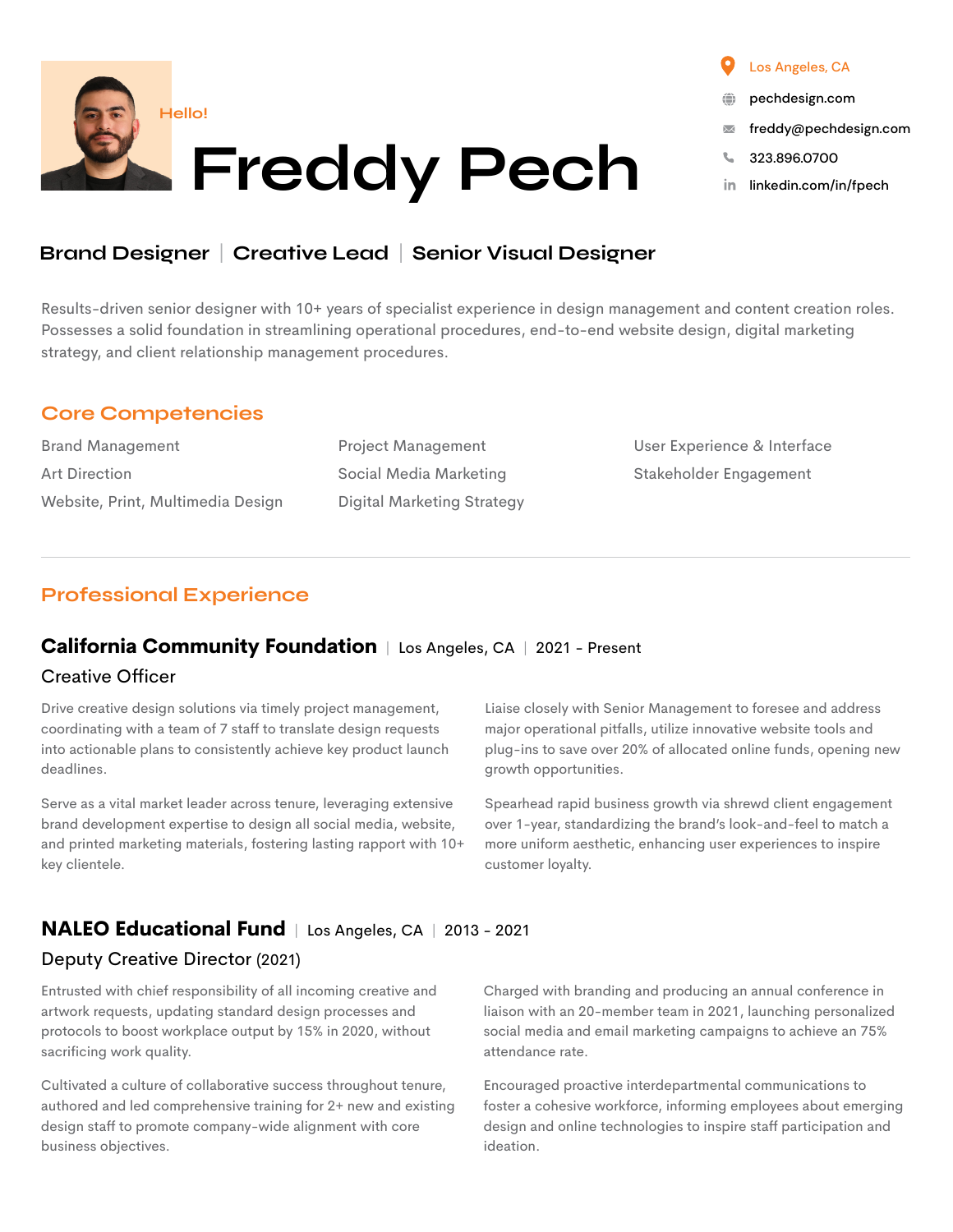Hello!

# Freddy Pech

Los Angeles, CA
pechdesign.com
freddy@pechdesign.com
323.896.0700
linkedin.com/in/fpech

**Brand Designer | Creative Lead | Senior Visual Designer**

Results-driven senior designer with 10+ years of specialist experience in design management and content creation roles. Possesses a solid foundation in streamlining operational procedures, end-to-end website design, digital marketing strategy, and client relationship management procedures.

## Core Competencies

- Brand Management
- Art Direction
- Website, Print, Multimedia Design
- Project Management
- Social Media Marketing
- Digital Marketing Strategy
- User Experience & Interface
- Stakeholder Engagement

## Professional Experience

### California Community Foundation | Los Angeles, CA | 2021 - Present

**Creative Officer**

Drive creative design solutions via timely project management, coordinating with a team of 7 staff to translate design requests into actionable plans to consistently achieve key product launch deadlines.

Serve as a vital market leader across tenure, leveraging extensive brand development expertise to design all social media, website, and printed marketing materials, fostering lasting rapport with 10+ key clientele.

Liaise closely with Senior Management to foresee and address major operational pitfalls, utilize innovative website tools and plug-ins to save over 20% of allocated online funds, opening new growth opportunities.

Spearhead rapid business growth via shrewd client engagement over 1-year, standardizing the brand's look-and-feel to match a more uniform aesthetic, enhancing user experiences to inspire customer loyalty.

### NALEO Educational Fund | Los Angeles, CA | 2013 - 2021

**Deputy Creative Director** (2021)

Entrusted with chief responsibility of all incoming creative and artwork requests, updating standard design processes and protocols to boost workplace output by 15% in 2020, without sacrificing work quality.

Cultivated a culture of collaborative success throughout tenure, authored and led comprehensive training for 2+ new and existing design staff to promote company-wide alignment with core business objectives.

Charged with branding and producing an annual conference in liaison with an 20-member team in 2021, launching personalized social media and email marketing campaigns to achieve an 75% attendance rate.

Encouraged proactive interdepartmental communications to foster a cohesive workforce, informing employees about emerging design and online technologies to inspire staff participation and ideation.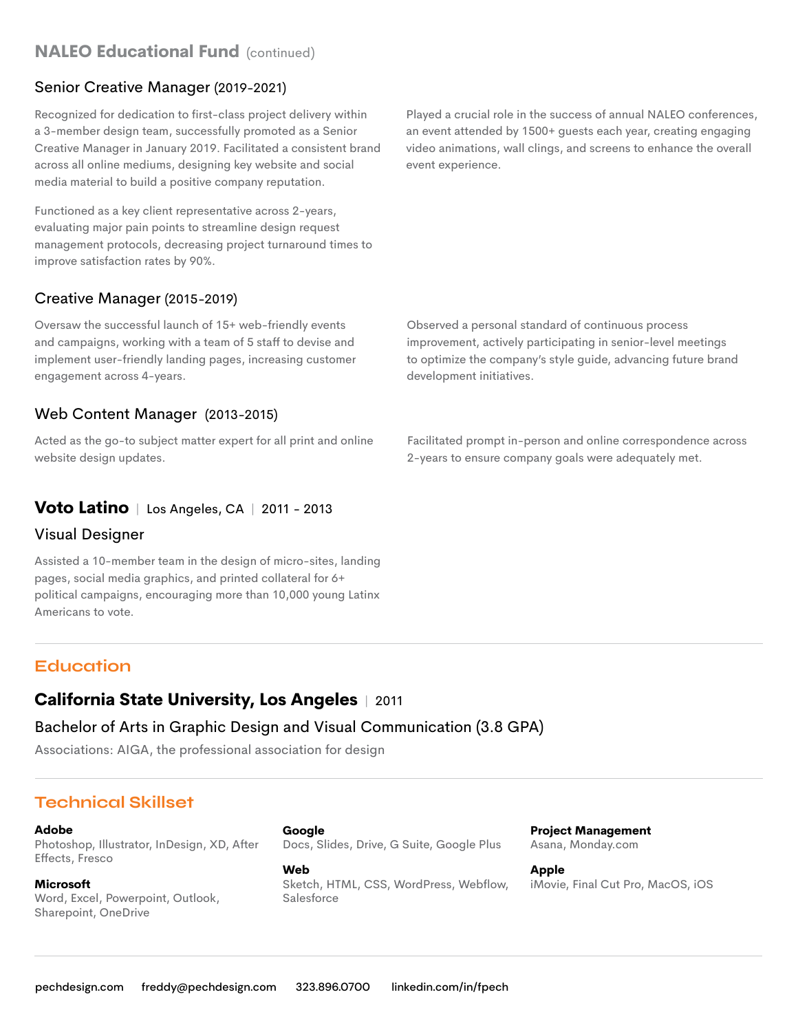## NALEO Educational Fund (continued)

### Senior Creative Manager (2019-2021)

Recognized for dedication to first-class project delivery within a 3-member design team, successfully promoted as a Senior Creative Manager in January 2019. Facilitated a consistent brand across all online mediums, designing key website and social media material to build a positive company reputation.

Functioned as a key client representative across 2-years, evaluating major pain points to streamline design request management protocols, decreasing project turnaround times to improve satisfaction rates by 90%.

Played a crucial role in the success of annual NALEO conferences, an event attended by 1500+ guests each year, creating engaging video animations, wall clings, and screens to enhance the overall event experience.

### Creative Manager (2015-2019)

Oversaw the successful launch of 15+ web-friendly events and campaigns, working with a team of 5 staff to devise and implement user-friendly landing pages, increasing customer engagement across 4-years.

Observed a personal standard of continuous process improvement, actively participating in senior-level meetings to optimize the company's style guide, advancing future brand development initiatives.

### Web Content Manager (2013-2015)

Acted as the go-to subject matter expert for all print and online website design updates.

Facilitated prompt in-person and online correspondence across 2-years to ensure company goals were adequately met.

## Voto Latino | Los Angeles, CA | 2011 - 2013

### Visual Designer

Assisted a 10-member team in the design of micro-sites, landing pages, social media graphics, and printed collateral for 6+ political campaigns, encouraging more than 10,000 young Latinx Americans to vote.

## Education

### California State University, Los Angeles | 2011

Bachelor of Arts in Graphic Design and Visual Communication (3.8 GPA)

Associations: AIGA, the professional association for design

## Technical Skillset

**Adobe**
Photoshop, Illustrator, InDesign, XD, After Effects, Fresco

**Microsoft**
Word, Excel, Powerpoint, Outlook, Sharepoint, OneDrive

**Google**
Docs, Slides, Drive, G Suite, Google Plus

**Web**
Sketch, HTML, CSS, WordPress, Webflow, Salesforce

**Project Management**
Asana, Monday.com

**Apple**
iMovie, Final Cut Pro, MacOS, iOS

pechdesign.com freddy@pechdesign.com 323.896.0700 linkedin.com/in/fpech